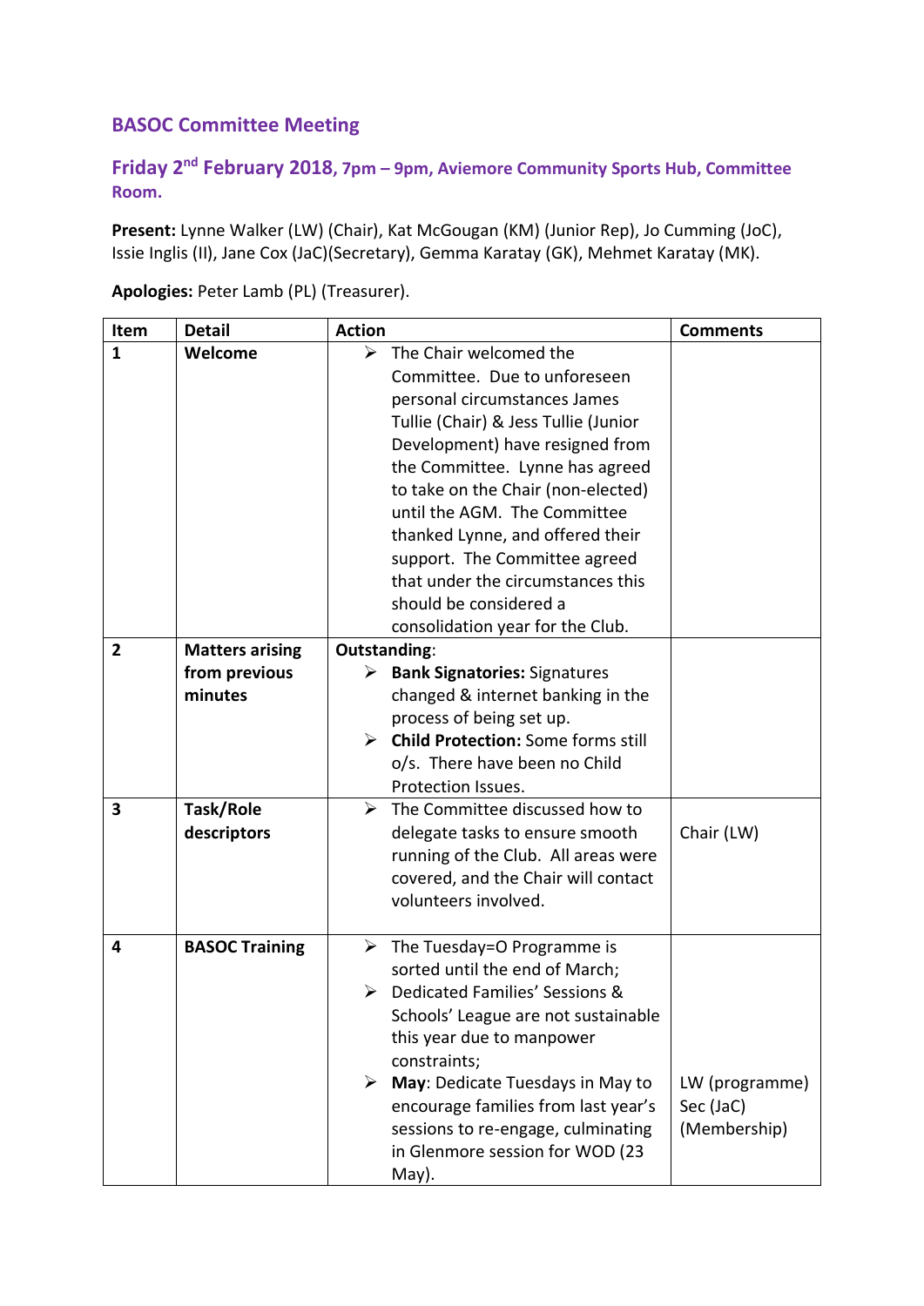## BASOC Committee Meeting

## Friday 2nd February 2018, 7pm – 9pm, Aviemore Community Sports Hub, Committee Room.

**Present:** Lynne Walker (LW) (Chair), Kat McGougan (KM) (Junior Rep), Jo Cumming (JoC), Issie Inglis (II), Jane Cox (JaC)(Secretary), Gemma Karatay (GK), Mehmet Karatay (MK).

**Apologies:** Peter Lamb (PL) (Treasurer).

| Item | Detail | Action | Comments |
|---|---|---|---|
| **1** | **Welcome** | ➢ The Chair welcomed the Committee. Due to unforeseen personal circumstances James Tullie (Chair) & Jess Tullie (Junior Development) have resigned from the Committee. Lynne has agreed to take on the Chair (non-elected) until the AGM. The Committee thanked Lynne, and offered their support. The Committee agreed that under the circumstances this should be considered a consolidation year for the Club. | |
| **2** | **Matters arising from previous minutes** | **Outstanding**:<br>➢ **Bank Signatories:** Signatures changed & internet banking in the process of being set up.<br>➢ **Child Protection:** Some forms still o/s. There have been no Child Protection Issues. | |
| **3** | **Task/Role descriptors** | ➢ The Committee discussed how to delegate tasks to ensure smooth running of the Club. All areas were covered, and the Chair will contact volunteers involved. | Chair (LW) |
| **4** | **BASOC Training** | ➢ The Tuesday=O Programme is sorted until the end of March;<br>➢ Dedicated Families' Sessions & Schools' League are not sustainable this year due to manpower constraints;<br>➢ **May**: Dedicate Tuesdays in May to encourage families from last year's sessions to re-engage, culminating in Glenmore session for WOD (23 May). | LW (programme)<br>Sec (JaC)<br>(Membership) |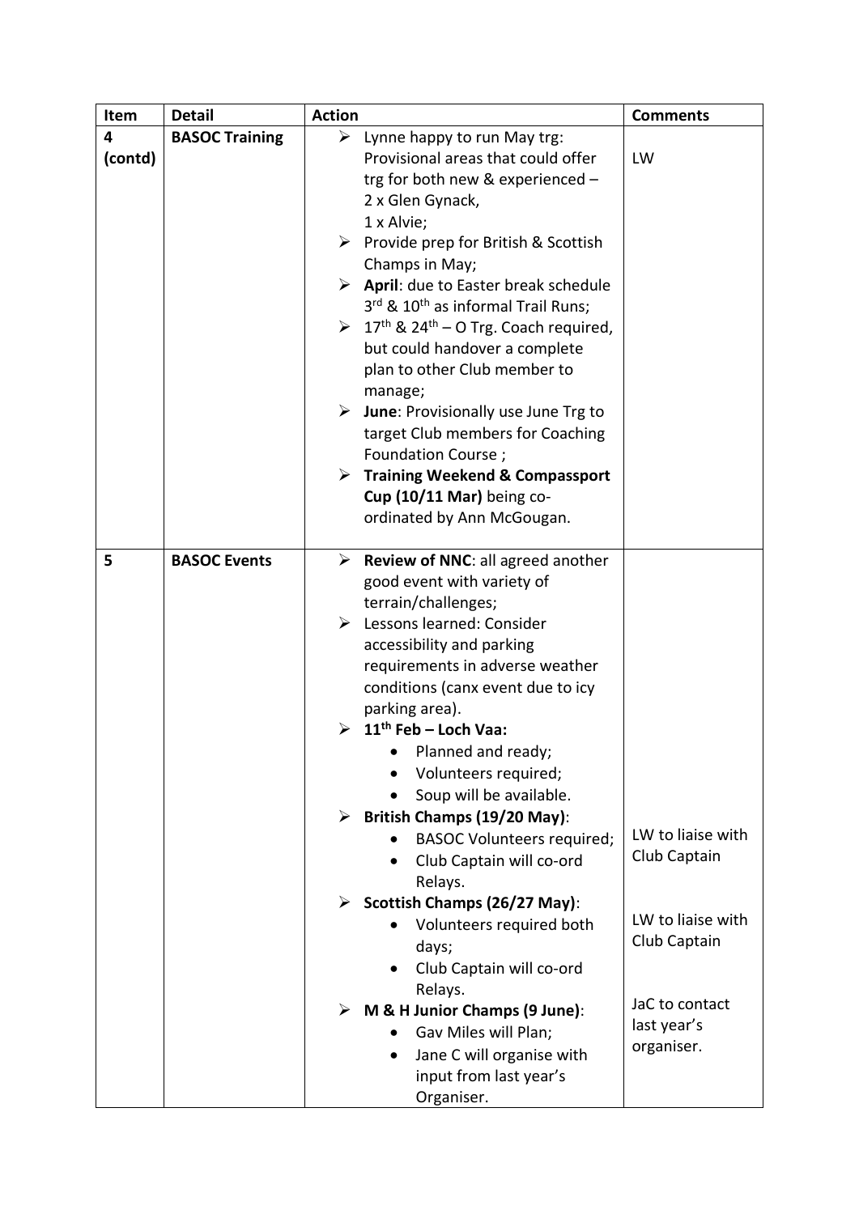| Item | Detail | Action | Comments |
|---|---|---|---|
| 4 (contd) | **BASOC Training** | ➢ Lynne happy to run May trg: Provisional areas that could offer trg for both new & experienced – 2 x Glen Gynack, 1 x Alvie;<br>➢ Provide prep for British & Scottish Champs in May;<br>➢ **April**: due to Easter break schedule 3rd & 10th as informal Trail Runs;<br>➢ 17th & 24th – O Trg. Coach required, but could handover a complete plan to other Club member to manage;<br>➢ **June**: Provisionally use June Trg to target Club members for Coaching Foundation Course ;<br>➢ **Training Weekend & Compassport Cup (10/11 Mar)** being co-ordinated by Ann McGougan. | LW |
| 5 | **BASOC Events** | ➢ **Review of NNC**: all agreed another good event with variety of terrain/challenges;<br>➢ Lessons learned: Consider accessibility and parking requirements in adverse weather conditions (canx event due to icy parking area).<br>➢ **11th Feb – Loch Vaa:**<br>• Planned and ready;<br>• Volunteers required;<br>• Soup will be available.<br>➢ **British Champs (19/20 May)**:<br>• BASOC Volunteers required;<br>• Club Captain will co-ord Relays.<br>➢ **Scottish Champs (26/27 May)**:<br>• Volunteers required both days;<br>• Club Captain will co-ord Relays.<br>➢ **M & H Junior Champs (9 June)**:<br>• Gav Miles will Plan;<br>• Jane C will organise with input from last year's Organiser. | LW to liaise with Club Captain<br><br>LW to liaise with Club Captain<br><br>JaC to contact last year's organiser. |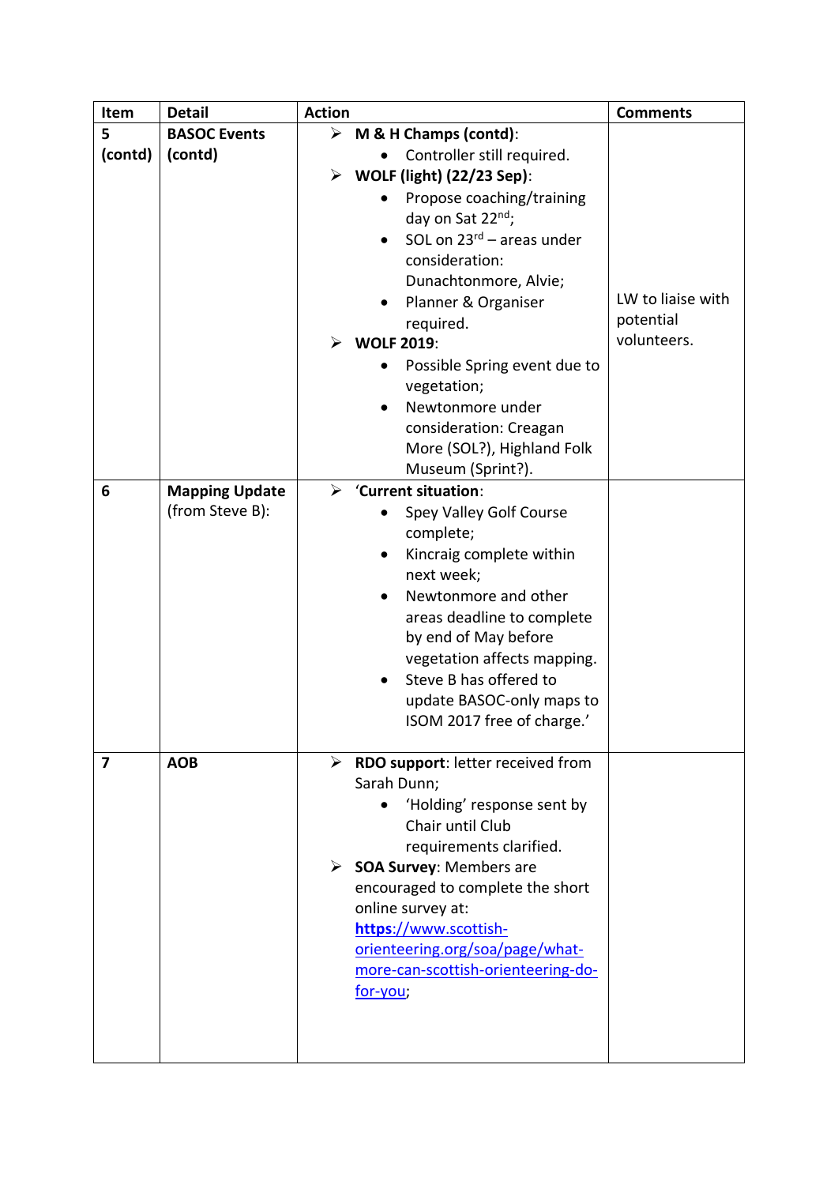| Item | Detail | Action | Comments |
|---|---|---|---|
| **5 (contd)** | **BASOC Events (contd)** | ➢ **M & H Champs (contd)**:<br>• Controller still required.<br>➢ **WOLF (light) (22/23 Sep)**:<br>• Propose coaching/training day on Sat 22nd;<br>• SOL on 23rd – areas under consideration: Dunachtonmore, Alvie;<br>• Planner & Organiser required.<br>➢ **WOLF 2019**:<br>• Possible Spring event due to vegetation;<br>• Newtonmore under consideration: Creagan More (SOL?), Highland Folk Museum (Sprint?). | LW to liaise with potential volunteers. |
| **6** | **Mapping Update** (from Steve B): | ➢ '**Current situation**:<br>• Spey Valley Golf Course complete;<br>• Kincraig complete within next week;<br>• Newtonmore and other areas deadline to complete by end of May before vegetation affects mapping.<br>• Steve B has offered to update BASOC-only maps to ISOM 2017 free of charge.' | |
| **7** | **AOB** | ➢ **RDO support**: letter received from Sarah Dunn;<br>• 'Holding' response sent by Chair until Club requirements clarified.<br>➢ **SOA Survey**: Members are encouraged to complete the short online survey at: [**https**://www.scottish-orienteering.org/soa/page/what-more-can-scottish-orienteering-do-for-you](https://www.scottish-orienteering.org/soa/page/what-more-can-scottish-orienteering-do-for-you); | |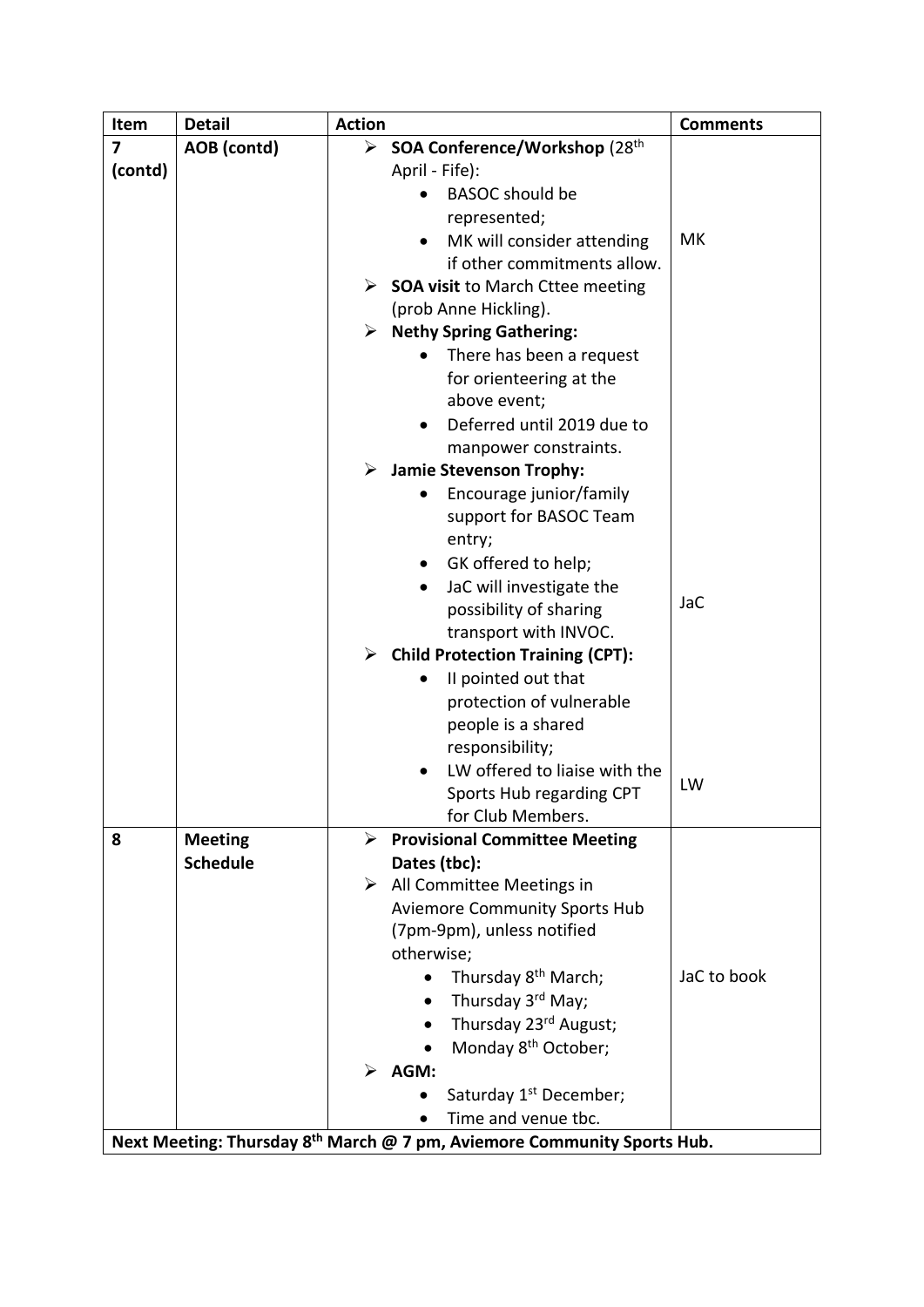| Item | Detail | Action | Comments |
|---|---|---|---|
| **7 (contd)** | **AOB (contd)** | ➢ **SOA Conference/Workshop** (28th April - Fife):<br>• BASOC should be represented;<br>• MK will consider attending if other commitments allow.<br>➢ **SOA visit** to March Cttee meeting (prob Anne Hickling).<br>➢ **Nethy Spring Gathering:**<br>• There has been a request for orienteering at the above event;<br>• Deferred until 2019 due to manpower constraints.<br>➢ **Jamie Stevenson Trophy:**<br>• Encourage junior/family support for BASOC Team entry;<br>• GK offered to help;<br>• JaC will investigate the possibility of sharing transport with INVOC.<br>➢ **Child Protection Training (CPT):**<br>• II pointed out that protection of vulnerable people is a shared responsibility;<br>• LW offered to liaise with the Sports Hub regarding CPT for Club Members. | MK<br><br><br><br><br><br><br><br><br><br>JaC<br><br><br><br>LW |
| **8** | **Meeting Schedule** | ➢ **Provisional Committee Meeting Dates (tbc):**<br>➢ All Committee Meetings in Aviemore Community Sports Hub (7pm-9pm), unless notified otherwise;<br>• Thursday 8th March;<br>• Thursday 3rd May;<br>• Thursday 23rd August;<br>• Monday 8th October;<br>➢ **AGM:**<br>• Saturday 1st December;<br>• Time and venue tbc. | JaC to book |

**Next Meeting: Thursday 8th March @ 7 pm, Aviemore Community Sports Hub.**